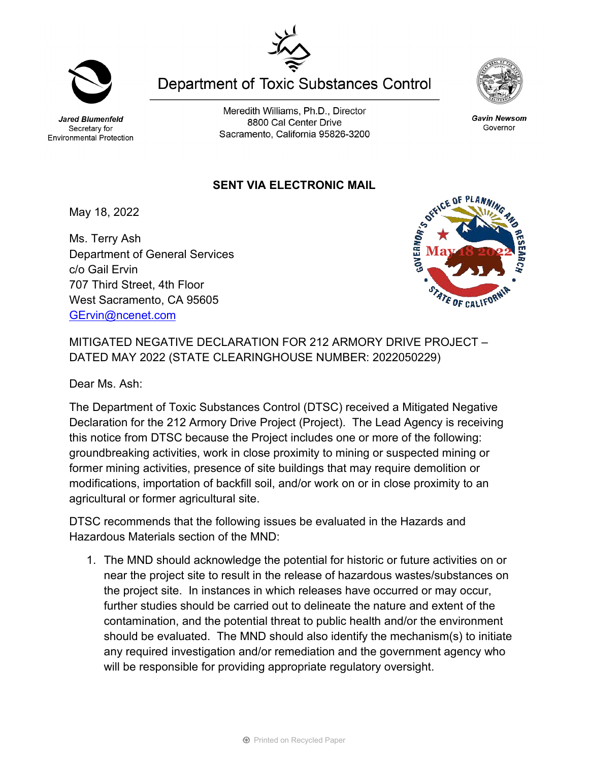Jared Blumenfeld
Secretary for
Environmental Protection

# Department of Toxic Substances Control

Meredith Williams, Ph.D., Director
8800 Cal Center Drive
Sacramento, California 95826-3200

Gavin Newsom
Governor

**SENT VIA ELECTRONIC MAIL**

GOVERNOR'S OFFICE OF PLANNING AND RESEARCH
May 18 2022
STATE OF CALIFORNIA

May 18, 2022

Ms. Terry Ash
Department of General Services
c/o Gail Ervin
707 Third Street, 4th Floor
West Sacramento, CA 95605
GErvin@ncenet.com

MITIGATED NEGATIVE DECLARATION FOR 212 ARMORY DRIVE PROJECT – DATED MAY 2022 (STATE CLEARINGHOUSE NUMBER: 2022050229)

Dear Ms. Ash:

The Department of Toxic Substances Control (DTSC) received a Mitigated Negative Declaration for the 212 Armory Drive Project (Project). The Lead Agency is receiving this notice from DTSC because the Project includes one or more of the following: groundbreaking activities, work in close proximity to mining or suspected mining or former mining activities, presence of site buildings that may require demolition or modifications, importation of backfill soil, and/or work on or in close proximity to an agricultural or former agricultural site.

DTSC recommends that the following issues be evaluated in the Hazards and Hazardous Materials section of the MND:

1. The MND should acknowledge the potential for historic or future activities on or near the project site to result in the release of hazardous wastes/substances on the project site. In instances in which releases have occurred or may occur, further studies should be carried out to delineate the nature and extent of the contamination, and the potential threat to public health and/or the environment should be evaluated. The MND should also identify the mechanism(s) to initiate any required investigation and/or remediation and the government agency who will be responsible for providing appropriate regulatory oversight.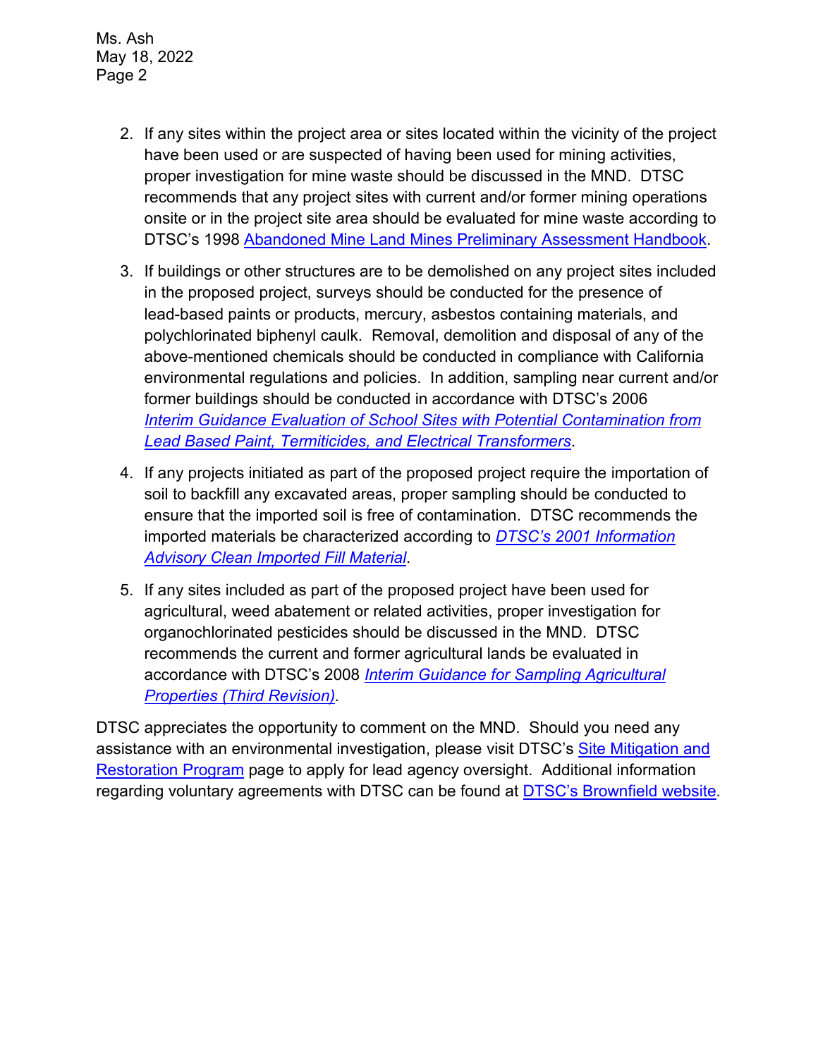2. If any sites within the project area or sites located within the vicinity of the project have been used or are suspected of having been used for mining activities, proper investigation for mine waste should be discussed in the MND. DTSC recommends that any project sites with current and/or former mining operations onsite or in the project site area should be evaluated for mine waste according to DTSC's 1998 Abandoned Mine Land Mines Preliminary Assessment Handbook.

3. If buildings or other structures are to be demolished on any project sites included in the proposed project, surveys should be conducted for the presence of lead-based paints or products, mercury, asbestos containing materials, and polychlorinated biphenyl caulk. Removal, demolition and disposal of any of the above-mentioned chemicals should be conducted in compliance with California environmental regulations and policies. In addition, sampling near current and/or former buildings should be conducted in accordance with DTSC's 2006 *Interim Guidance Evaluation of School Sites with Potential Contamination from Lead Based Paint, Termiticides, and Electrical Transformers*.

4. If any projects initiated as part of the proposed project require the importation of soil to backfill any excavated areas, proper sampling should be conducted to ensure that the imported soil is free of contamination. DTSC recommends the imported materials be characterized according to *DTSC's 2001 Information Advisory Clean Imported Fill Material*.

5. If any sites included as part of the proposed project have been used for agricultural, weed abatement or related activities, proper investigation for organochlorinated pesticides should be discussed in the MND. DTSC recommends the current and former agricultural lands be evaluated in accordance with DTSC's 2008 *Interim Guidance for Sampling Agricultural Properties (Third Revision).*

DTSC appreciates the opportunity to comment on the MND. Should you need any assistance with an environmental investigation, please visit DTSC's Site Mitigation and Restoration Program page to apply for lead agency oversight. Additional information regarding voluntary agreements with DTSC can be found at DTSC's Brownfield website.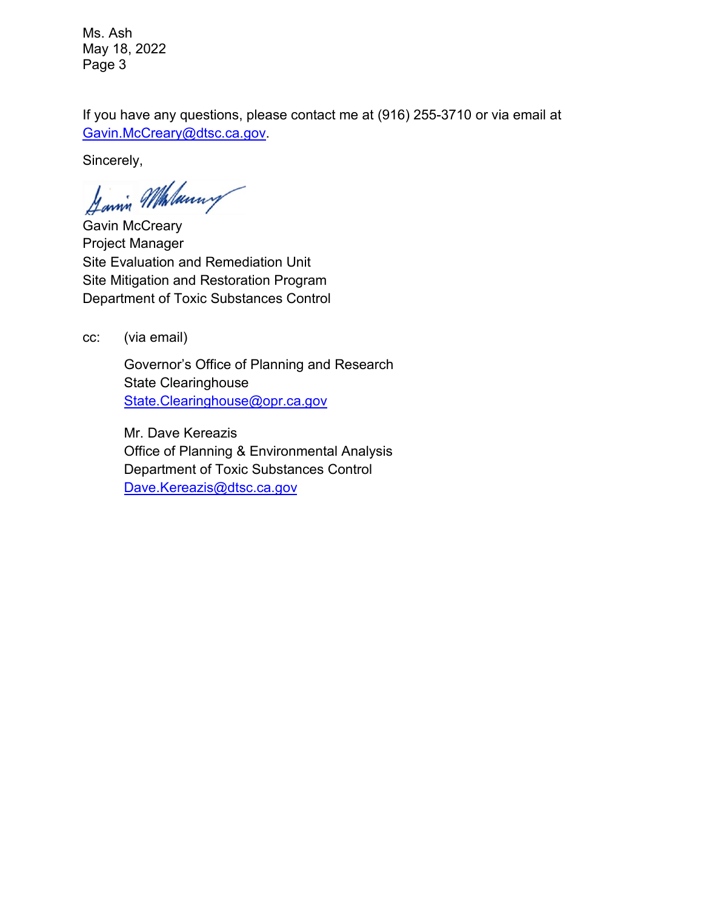If you have any questions, please contact me at (916) 255-3710 or via email at Gavin.McCreary@dtsc.ca.gov.

Sincerely,

Gavin McCreary
Project Manager
Site Evaluation and Remediation Unit
Site Mitigation and Restoration Program
Department of Toxic Substances Control

cc: (via email)

Governor's Office of Planning and Research
State Clearinghouse
State.Clearinghouse@opr.ca.gov

Mr. Dave Kereazis
Office of Planning & Environmental Analysis
Department of Toxic Substances Control
Dave.Kereazis@dtsc.ca.gov